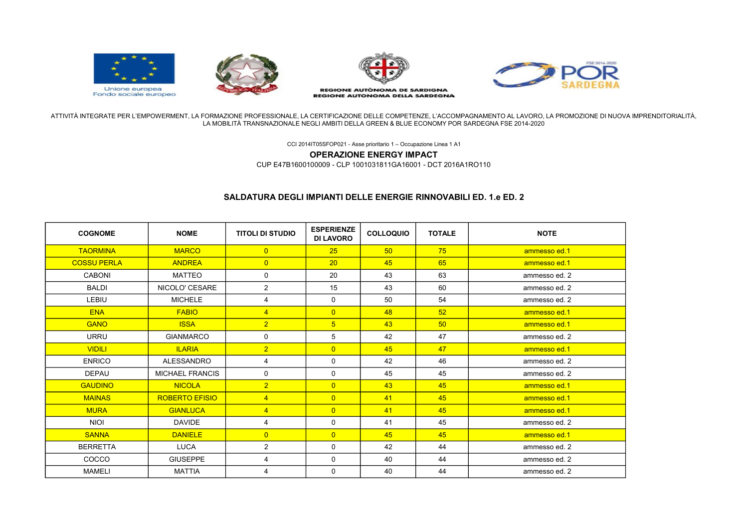Unione europea
Fondo sociale europeo

REGIONE AUTÒNOMA DE SARDIGNA
REGIONE AUTONOMA DELLA SARDEGNA

ATTIVITÀ INTEGRATE PER L'EMPOWERMENT, LA FORMAZIONE PROFESSIONALE, LA CERTIFICAZIONE DELLE COMPETENZE, L'ACCOMPAGNAMENTO AL LAVORO, LA PROMOZIONE DI NUOVA IMPRENDITORIALITÀ, LA MOBILITÀ TRANSNAZIONALE NEGLI AMBITI DELLA GREEN & BLUE ECONOMY POR SARDEGNA FSE 2014-2020

CCI 2014IT05SFOP021 - Asse prioritario 1 – Occupazione Linea 1 A1

**OPERAZIONE ENERGY IMPACT**

CUP E47B1600100009 - CLP 1001031811GA16001 - DCT 2016A1RO110

## SALDATURA DEGLI IMPIANTI DELLE ENERGIE RINNOVABILI ED. 1.e ED. 2

| COGNOME | NOME | TITOLI DI STUDIO | ESPERIENZE DI LAVORO | COLLOQUIO | TOTALE | NOTE |
|---|---|---|---|---|---|---|
| TAORMINA | MARCO | 0 | 25 | 50 | 75 | ammesso ed.1 |
| COSSU PERLA | ANDREA | 0 | 20 | 45 | 65 | ammesso ed.1 |
| CABONI | MATTEO | 0 | 20 | 43 | 63 | ammesso ed. 2 |
| BALDI | NICOLO' CESARE | 2 | 15 | 43 | 60 | ammesso ed. 2 |
| LEBIU | MICHELE | 4 | 0 | 50 | 54 | ammesso ed. 2 |
| ENA | FABIO | 4 | 0 | 48 | 52 | ammesso ed.1 |
| GANO | ISSA | 2 | 5 | 43 | 50 | ammesso ed.1 |
| URRU | GIANMARCO | 0 | 5 | 42 | 47 | ammesso ed. 2 |
| VIDILI | ILARIA | 2 | 0 | 45 | 47 | ammesso ed.1 |
| ENRICO | ALESSANDRO | 4 | 0 | 42 | 46 | ammesso ed. 2 |
| DEPAU | MICHAEL FRANCIS | 0 | 0 | 45 | 45 | ammesso ed. 2 |
| GAUDINO | NICOLA | 2 | 0 | 43 | 45 | ammesso ed.1 |
| MAINAS | ROBERTO EFISIO | 4 | 0 | 41 | 45 | ammesso ed.1 |
| MURA | GIANLUCA | 4 | 0 | 41 | 45 | ammesso ed.1 |
| NIOI | DAVIDE | 4 | 0 | 41 | 45 | ammesso ed. 2 |
| SANNA | DANIELE | 0 | 0 | 45 | 45 | ammesso ed.1 |
| BERRETTA | LUCA | 2 | 0 | 42 | 44 | ammesso ed. 2 |
| COCCO | GIUSEPPE | 4 | 0 | 40 | 44 | ammesso ed. 2 |
| MAMELI | MATTIA | 4 | 0 | 40 | 44 | ammesso ed. 2 |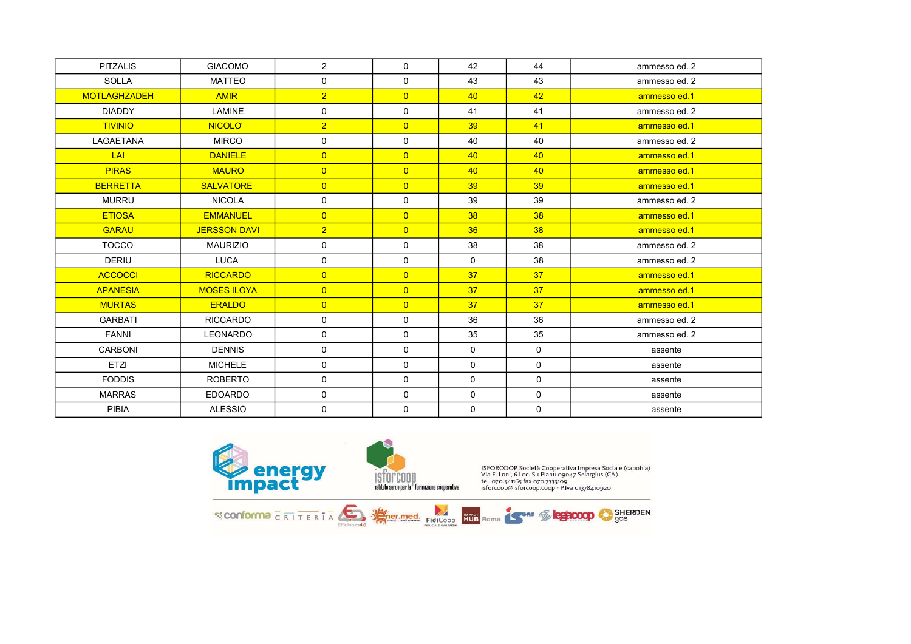| | | | | | | |
|---|---|---|---|---|---|---|
| PITZALIS | GIACOMO | 2 | 0 | 42 | 44 | ammesso ed. 2 |
| SOLLA | MATTEO | 0 | 0 | 43 | 43 | ammesso ed. 2 |
| MOTLAGHZADEH | AMIR | 2 | 0 | 40 | 42 | ammesso ed.1 |
| DIADDY | LAMINE | 0 | 0 | 41 | 41 | ammesso ed. 2 |
| TIVINIO | NICOLO' | 2 | 0 | 39 | 41 | ammesso ed.1 |
| LAGAETANA | MIRCO | 0 | 0 | 40 | 40 | ammesso ed. 2 |
| LAI | DANIELE | 0 | 0 | 40 | 40 | ammesso ed.1 |
| PIRAS | MAURO | 0 | 0 | 40 | 40 | ammesso ed.1 |
| BERRETTA | SALVATORE | 0 | 0 | 39 | 39 | ammesso ed.1 |
| MURRU | NICOLA | 0 | 0 | 39 | 39 | ammesso ed. 2 |
| ETIOSA | EMMANUEL | 0 | 0 | 38 | 38 | ammesso ed.1 |
| GARAU | JERSSON DAVI | 2 | 0 | 36 | 38 | ammesso ed.1 |
| TOCCO | MAURIZIO | 0 | 0 | 38 | 38 | ammesso ed. 2 |
| DERIU | LUCA | 0 | 0 | 0 | 38 | ammesso ed. 2 |
| ACCOCCI | RICCARDO | 0 | 0 | 37 | 37 | ammesso ed.1 |
| APANESIA | MOSES ILOYA | 0 | 0 | 37 | 37 | ammesso ed.1 |
| MURTAS | ERALDO | 0 | 0 | 37 | 37 | ammesso ed.1 |
| GARBATI | RICCARDO | 0 | 0 | 36 | 36 | ammesso ed. 2 |
| FANNI | LEONARDO | 0 | 0 | 35 | 35 | ammesso ed. 2 |
| CARBONI | DENNIS | 0 | 0 | 0 | 0 | assente |
| ETZI | MICHELE | 0 | 0 | 0 | 0 | assente |
| FODDIS | ROBERTO | 0 | 0 | 0 | 0 | assente |
| MARRAS | EDOARDO | 0 | 0 | 0 | 0 | assente |
| PIBIA | ALESSIO | 0 | 0 | 0 | 0 | assente |

ISFORCOOP Società Cooperativa Impresa Sociale (capofila)
Via E. Loni, 6 Loc. Su Planu 09047 Selargius (CA)
tel. 070.541165 fax 070.7333109
isforcoop@isforcoop.coop - P.Iva 01378410920